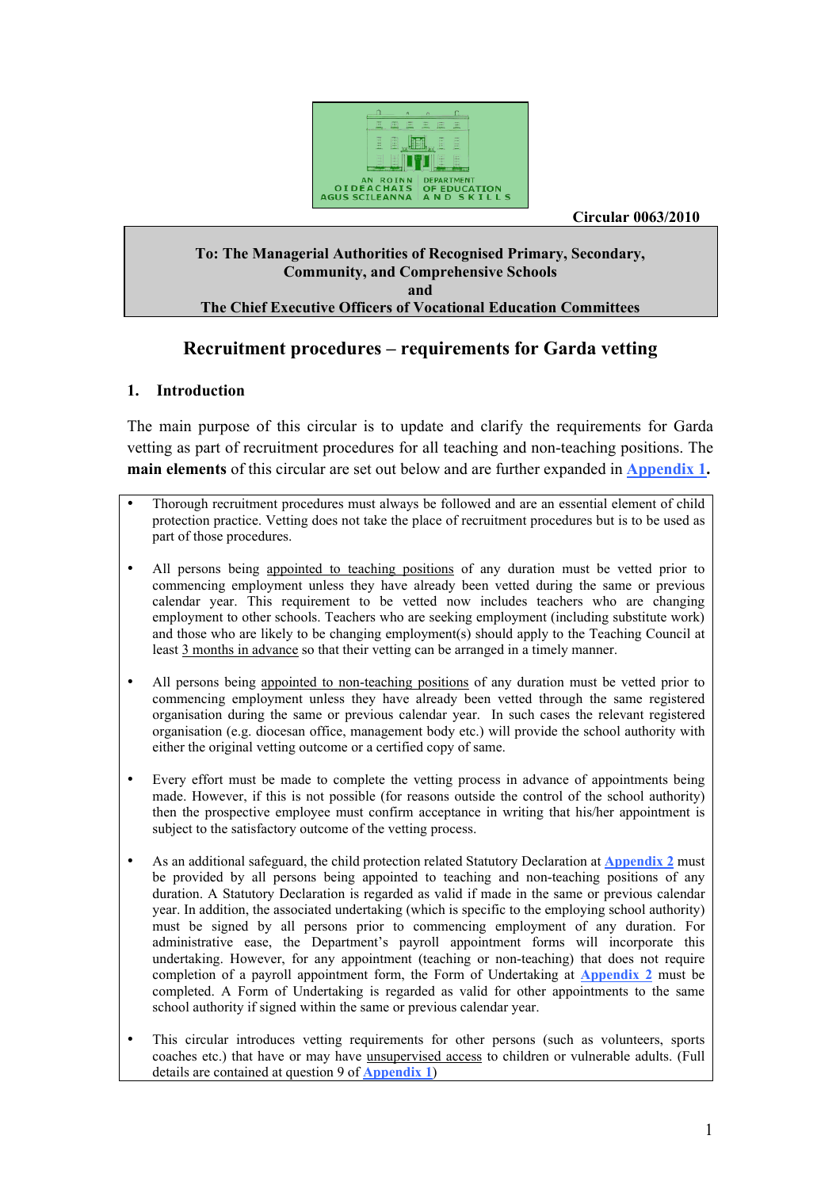AN ROINN OIDEACHAIS AGUS SCILEANNA | DEPARTMENT OF EDUCATION AND SKILLS

**Circular 0063/2010**

**To: The Managerial Authorities of Recognised Primary, Secondary, Community, and Comprehensive Schools**
**and**
**The Chief Executive Officers of Vocational Education Committees**

# Recruitment procedures – requirements for Garda vetting

## 1. Introduction

The main purpose of this circular is to update and clarify the requirements for Garda vetting as part of recruitment procedures for all teaching and non-teaching positions. The **main elements** of this circular are set out below and are further expanded in **Appendix 1**.

- Thorough recruitment procedures must always be followed and are an essential element of child protection practice. Vetting does not take the place of recruitment procedures but is to be used as part of those procedures.

- All persons being appointed to teaching positions of any duration must be vetted prior to commencing employment unless they have already been vetted during the same or previous calendar year. This requirement to be vetted now includes teachers who are changing employment to other schools. Teachers who are seeking employment (including substitute work) and those who are likely to be changing employment(s) should apply to the Teaching Council at least 3 months in advance so that their vetting can be arranged in a timely manner.

- All persons being appointed to non-teaching positions of any duration must be vetted prior to commencing employment unless they have already been vetted through the same registered organisation during the same or previous calendar year. In such cases the relevant registered organisation (e.g. diocesan office, management body etc.) will provide the school authority with either the original vetting outcome or a certified copy of same.

- Every effort must be made to complete the vetting process in advance of appointments being made. However, if this is not possible (for reasons outside the control of the school authority) then the prospective employee must confirm acceptance in writing that his/her appointment is subject to the satisfactory outcome of the vetting process.

- As an additional safeguard, the child protection related Statutory Declaration at **Appendix 2** must be provided by all persons being appointed to teaching and non-teaching positions of any duration. A Statutory Declaration is regarded as valid if made in the same or previous calendar year. In addition, the associated undertaking (which is specific to the employing school authority) must be signed by all persons prior to commencing employment of any duration. For administrative ease, the Department's payroll appointment forms will incorporate this undertaking. However, for any appointment (teaching or non-teaching) that does not require completion of a payroll appointment form, the Form of Undertaking at **Appendix 2** must be completed. A Form of Undertaking is regarded as valid for other appointments to the same school authority if signed within the same or previous calendar year.

- This circular introduces vetting requirements for other persons (such as volunteers, sports coaches etc.) that have or may have unsupervised access to children or vulnerable adults. (Full details are contained at question 9 of **Appendix 1**)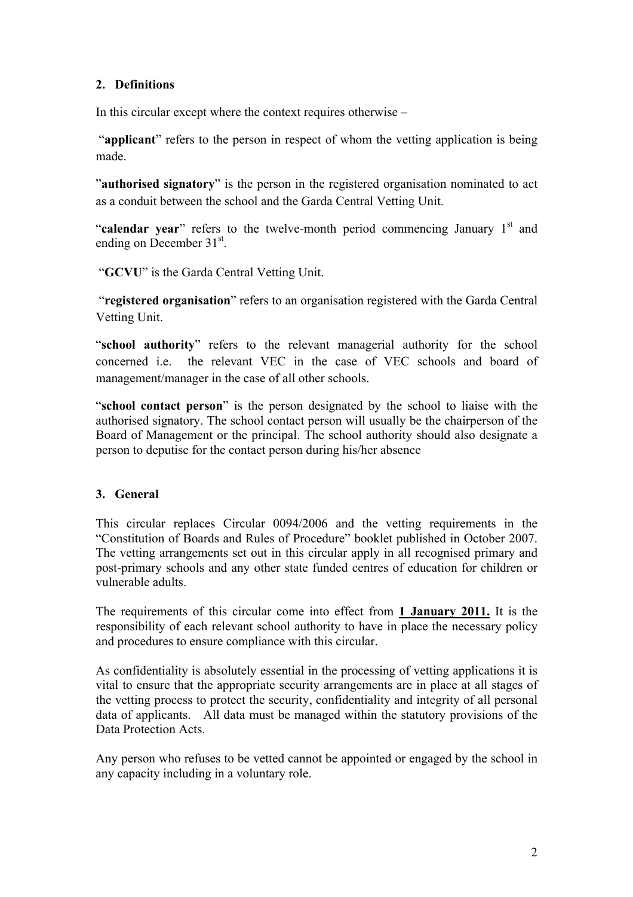## 2. Definitions

In this circular except where the context requires otherwise –

"**applicant**" refers to the person in respect of whom the vetting application is being made.

"**authorised signatory**" is the person in the registered organisation nominated to act as a conduit between the school and the Garda Central Vetting Unit.

"**calendar year**" refers to the twelve-month period commencing January 1st and ending on December 31st.

"**GCVU**" is the Garda Central Vetting Unit.

"**registered organisation**" refers to an organisation registered with the Garda Central Vetting Unit.

"**school authority**" refers to the relevant managerial authority for the school concerned i.e. the relevant VEC in the case of VEC schools and board of management/manager in the case of all other schools.

"**school contact person**" is the person designated by the school to liaise with the authorised signatory. The school contact person will usually be the chairperson of the Board of Management or the principal. The school authority should also designate a person to deputise for the contact person during his/her absence

## 3. General

This circular replaces Circular 0094/2006 and the vetting requirements in the "Constitution of Boards and Rules of Procedure" booklet published in October 2007. The vetting arrangements set out in this circular apply in all recognised primary and post-primary schools and any other state funded centres of education for children or vulnerable adults.

The requirements of this circular come into effect from **1 January 2011.** It is the responsibility of each relevant school authority to have in place the necessary policy and procedures to ensure compliance with this circular.

As confidentiality is absolutely essential in the processing of vetting applications it is vital to ensure that the appropriate security arrangements are in place at all stages of the vetting process to protect the security, confidentiality and integrity of all personal data of applicants. All data must be managed within the statutory provisions of the Data Protection Acts.

Any person who refuses to be vetted cannot be appointed or engaged by the school in any capacity including in a voluntary role.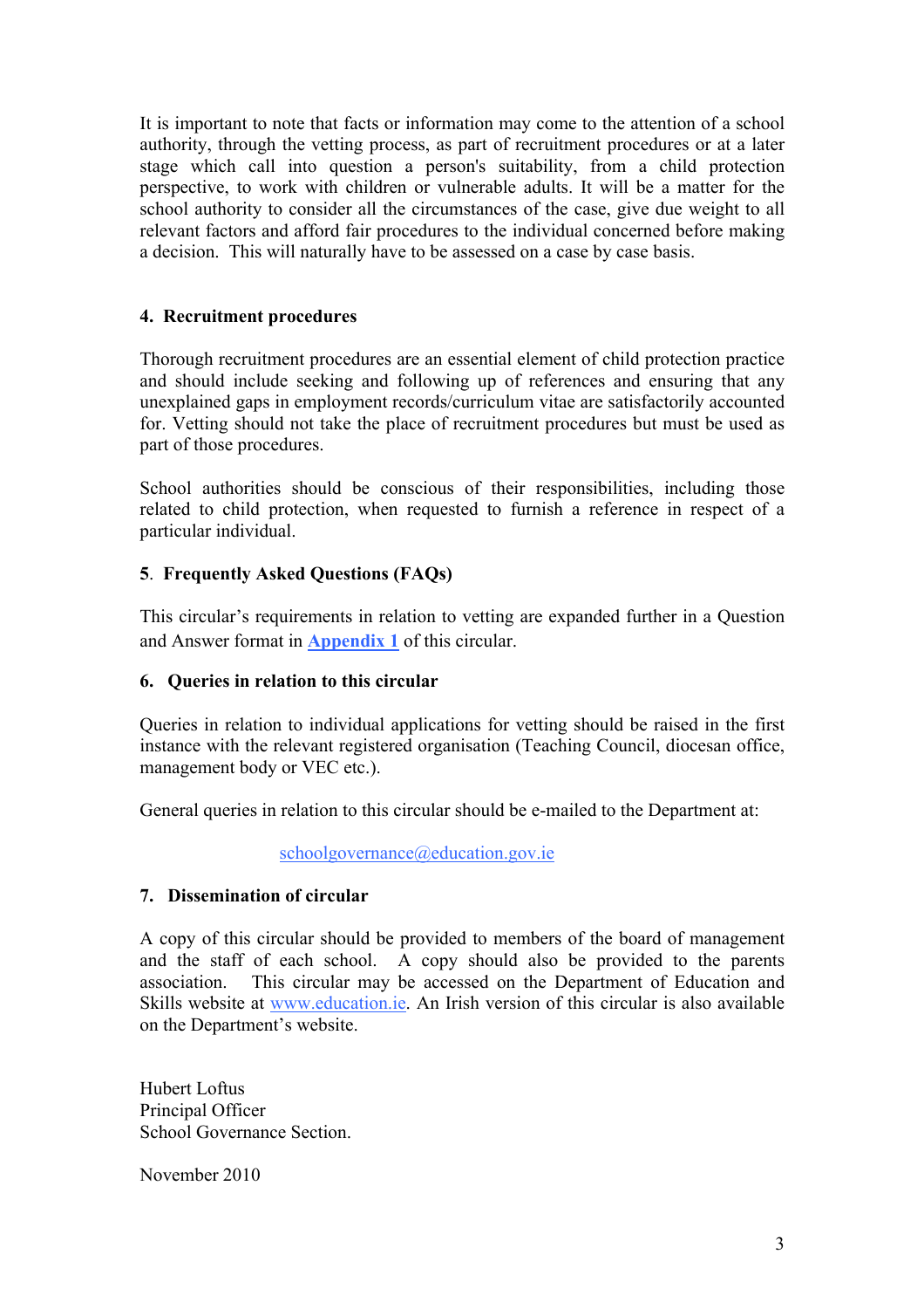It is important to note that facts or information may come to the attention of a school authority, through the vetting process, as part of recruitment procedures or at a later stage which call into question a person's suitability, from a child protection perspective, to work with children or vulnerable adults. It will be a matter for the school authority to consider all the circumstances of the case, give due weight to all relevant factors and afford fair procedures to the individual concerned before making a decision. This will naturally have to be assessed on a case by case basis.

## 4. Recruitment procedures

Thorough recruitment procedures are an essential element of child protection practice and should include seeking and following up of references and ensuring that any unexplained gaps in employment records/curriculum vitae are satisfactorily accounted for. Vetting should not take the place of recruitment procedures but must be used as part of those procedures.

School authorities should be conscious of their responsibilities, including those related to child protection, when requested to furnish a reference in respect of a particular individual.

## 5. Frequently Asked Questions (FAQs)

This circular's requirements in relation to vetting are expanded further in a Question and Answer format in **Appendix 1** of this circular.

## 6. Queries in relation to this circular

Queries in relation to individual applications for vetting should be raised in the first instance with the relevant registered organisation (Teaching Council, diocesan office, management body or VEC etc.).

General queries in relation to this circular should be e-mailed to the Department at:

schoolgovernance@education.gov.ie

## 7. Dissemination of circular

A copy of this circular should be provided to members of the board of management and the staff of each school. A copy should also be provided to the parents association. This circular may be accessed on the Department of Education and Skills website at www.education.ie. An Irish version of this circular is also available on the Department's website.

Hubert Loftus
Principal Officer
School Governance Section.

November 2010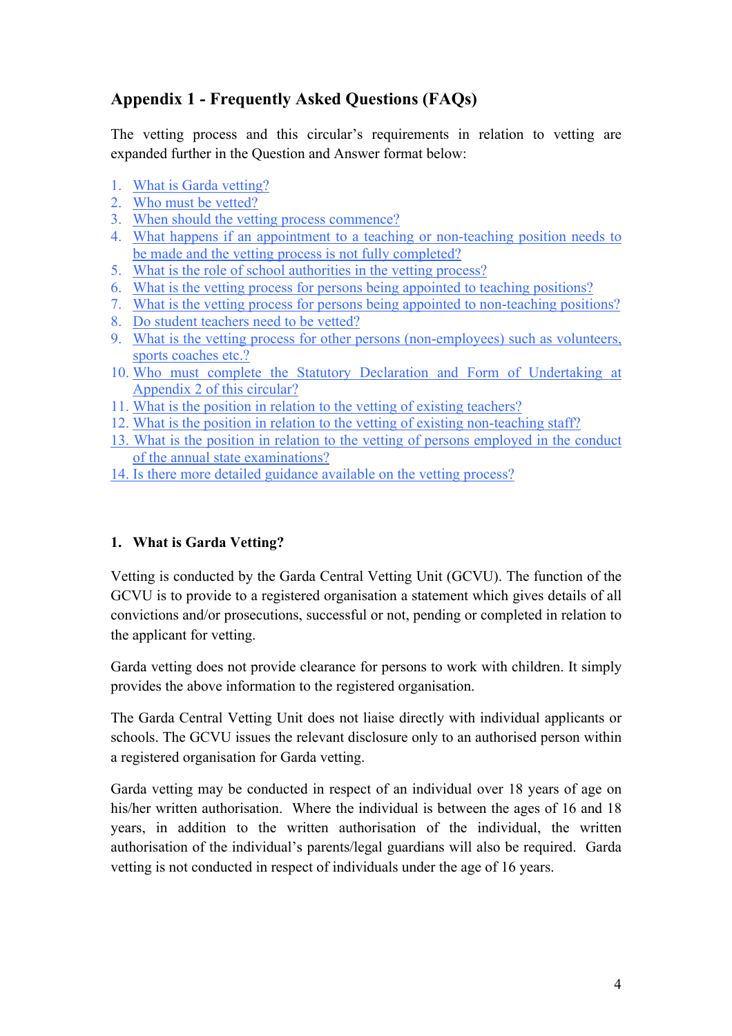## Appendix 1 - Frequently Asked Questions (FAQs)

The vetting process and this circular's requirements in relation to vetting are expanded further in the Question and Answer format below:

1. What is Garda vetting?
2. Who must be vetted?
3. When should the vetting process commence?
4. What happens if an appointment to a teaching or non-teaching position needs to be made and the vetting process is not fully completed?
5. What is the role of school authorities in the vetting process?
6. What is the vetting process for persons being appointed to teaching positions?
7. What is the vetting process for persons being appointed to non-teaching positions?
8. Do student teachers need to be vetted?
9. What is the vetting process for other persons (non-employees) such as volunteers, sports coaches etc.?
10. Who must complete the Statutory Declaration and Form of Undertaking at Appendix 2 of this circular?
11. What is the position in relation to the vetting of existing teachers?
12. What is the position in relation to the vetting of existing non-teaching staff?
13. What is the position in relation to the vetting of persons employed in the conduct of the annual state examinations?
14. Is there more detailed guidance available on the vetting process?

### 1. What is Garda Vetting?

Vetting is conducted by the Garda Central Vetting Unit (GCVU). The function of the GCVU is to provide to a registered organisation a statement which gives details of all convictions and/or prosecutions, successful or not, pending or completed in relation to the applicant for vetting.

Garda vetting does not provide clearance for persons to work with children. It simply provides the above information to the registered organisation.

The Garda Central Vetting Unit does not liaise directly with individual applicants or schools. The GCVU issues the relevant disclosure only to an authorised person within a registered organisation for Garda vetting.

Garda vetting may be conducted in respect of an individual over 18 years of age on his/her written authorisation. Where the individual is between the ages of 16 and 18 years, in addition to the written authorisation of the individual, the written authorisation of the individual's parents/legal guardians will also be required. Garda vetting is not conducted in respect of individuals under the age of 16 years.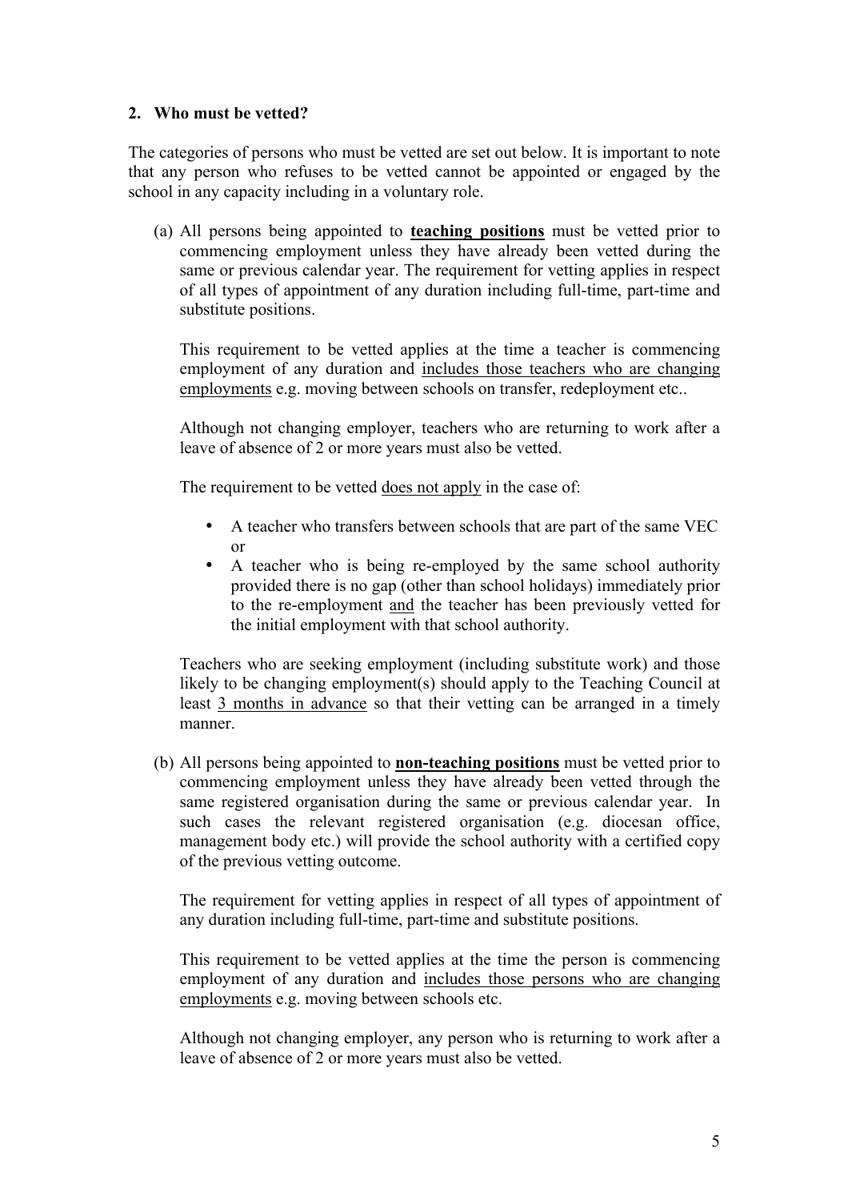## 2. Who must be vetted?

The categories of persons who must be vetted are set out below. It is important to note that any person who refuses to be vetted cannot be appointed or engaged by the school in any capacity including in a voluntary role.

(a) All persons being appointed to **teaching positions** must be vetted prior to commencing employment unless they have already been vetted during the same or previous calendar year. The requirement for vetting applies in respect of all types of appointment of any duration including full-time, part-time and substitute positions.

This requirement to be vetted applies at the time a teacher is commencing employment of any duration and <u>includes those teachers who are changing employments</u> e.g. moving between schools on transfer, redeployment etc..

Although not changing employer, teachers who are returning to work after a leave of absence of 2 or more years must also be vetted.

The requirement to be vetted <u>does not apply</u> in the case of:

- A teacher who transfers between schools that are part of the same VEC or
- A teacher who is being re-employed by the same school authority provided there is no gap (other than school holidays) immediately prior to the re-employment <u>and</u> the teacher has been previously vetted for the initial employment with that school authority.

Teachers who are seeking employment (including substitute work) and those likely to be changing employment(s) should apply to the Teaching Council at least <u>3 months in advance</u> so that their vetting can be arranged in a timely manner.

(b) All persons being appointed to **non-teaching positions** must be vetted prior to commencing employment unless they have already been vetted through the same registered organisation during the same or previous calendar year. In such cases the relevant registered organisation (e.g. diocesan office, management body etc.) will provide the school authority with a certified copy of the previous vetting outcome.

The requirement for vetting applies in respect of all types of appointment of any duration including full-time, part-time and substitute positions.

This requirement to be vetted applies at the time the person is commencing employment of any duration and <u>includes those persons who are changing employments</u> e.g. moving between schools etc.

Although not changing employer, any person who is returning to work after a leave of absence of 2 or more years must also be vetted.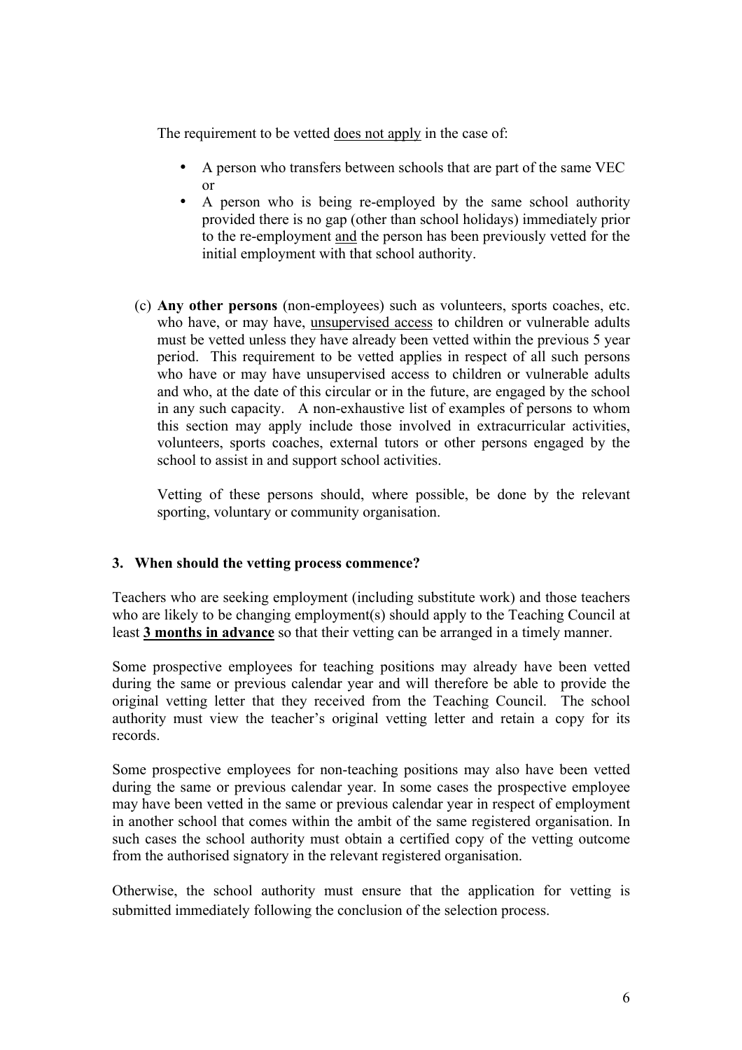The requirement to be vetted <u>does not apply</u> in the case of:

- A person who transfers between schools that are part of the same VEC or
- A person who is being re-employed by the same school authority provided there is no gap (other than school holidays) immediately prior to the re-employment <u>and</u> the person has been previously vetted for the initial employment with that school authority.

(c) **Any other persons** (non-employees) such as volunteers, sports coaches, etc. who have, or may have, <u>unsupervised access</u> to children or vulnerable adults must be vetted unless they have already been vetted within the previous 5 year period. This requirement to be vetted applies in respect of all such persons who have or may have unsupervised access to children or vulnerable adults and who, at the date of this circular or in the future, are engaged by the school in any such capacity. A non-exhaustive list of examples of persons to whom this section may apply include those involved in extracurricular activities, volunteers, sports coaches, external tutors or other persons engaged by the school to assist in and support school activities.

Vetting of these persons should, where possible, be done by the relevant sporting, voluntary or community organisation.

### 3. When should the vetting process commence?

Teachers who are seeking employment (including substitute work) and those teachers who are likely to be changing employment(s) should apply to the Teaching Council at least **<u>3 months in advance</u>** so that their vetting can be arranged in a timely manner.

Some prospective employees for teaching positions may already have been vetted during the same or previous calendar year and will therefore be able to provide the original vetting letter that they received from the Teaching Council. The school authority must view the teacher's original vetting letter and retain a copy for its records.

Some prospective employees for non-teaching positions may also have been vetted during the same or previous calendar year. In some cases the prospective employee may have been vetted in the same or previous calendar year in respect of employment in another school that comes within the ambit of the same registered organisation. In such cases the school authority must obtain a certified copy of the vetting outcome from the authorised signatory in the relevant registered organisation.

Otherwise, the school authority must ensure that the application for vetting is submitted immediately following the conclusion of the selection process.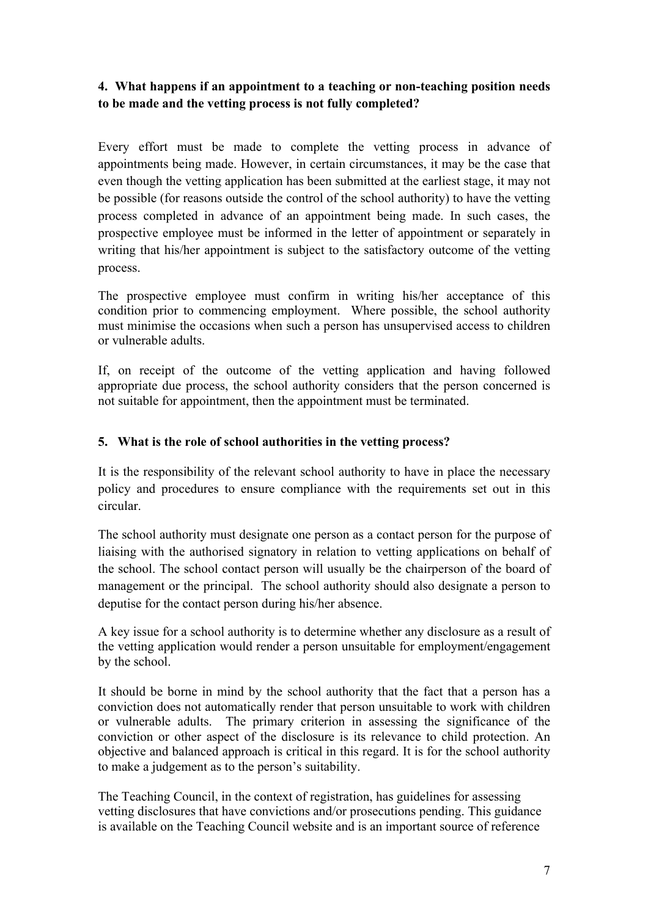**4. What happens if an appointment to a teaching or non-teaching position needs to be made and the vetting process is not fully completed?**

Every effort must be made to complete the vetting process in advance of appointments being made. However, in certain circumstances, it may be the case that even though the vetting application has been submitted at the earliest stage, it may not be possible (for reasons outside the control of the school authority) to have the vetting process completed in advance of an appointment being made. In such cases, the prospective employee must be informed in the letter of appointment or separately in writing that his/her appointment is subject to the satisfactory outcome of the vetting process.

The prospective employee must confirm in writing his/her acceptance of this condition prior to commencing employment. Where possible, the school authority must minimise the occasions when such a person has unsupervised access to children or vulnerable adults.

If, on receipt of the outcome of the vetting application and having followed appropriate due process, the school authority considers that the person concerned is not suitable for appointment, then the appointment must be terminated.

**5. What is the role of school authorities in the vetting process?**

It is the responsibility of the relevant school authority to have in place the necessary policy and procedures to ensure compliance with the requirements set out in this circular.

The school authority must designate one person as a contact person for the purpose of liaising with the authorised signatory in relation to vetting applications on behalf of the school. The school contact person will usually be the chairperson of the board of management or the principal. The school authority should also designate a person to deputise for the contact person during his/her absence.

A key issue for a school authority is to determine whether any disclosure as a result of the vetting application would render a person unsuitable for employment/engagement by the school.

It should be borne in mind by the school authority that the fact that a person has a conviction does not automatically render that person unsuitable to work with children or vulnerable adults. The primary criterion in assessing the significance of the conviction or other aspect of the disclosure is its relevance to child protection. An objective and balanced approach is critical in this regard. It is for the school authority to make a judgement as to the person's suitability.

The Teaching Council, in the context of registration, has guidelines for assessing vetting disclosures that have convictions and/or prosecutions pending. This guidance is available on the Teaching Council website and is an important source of reference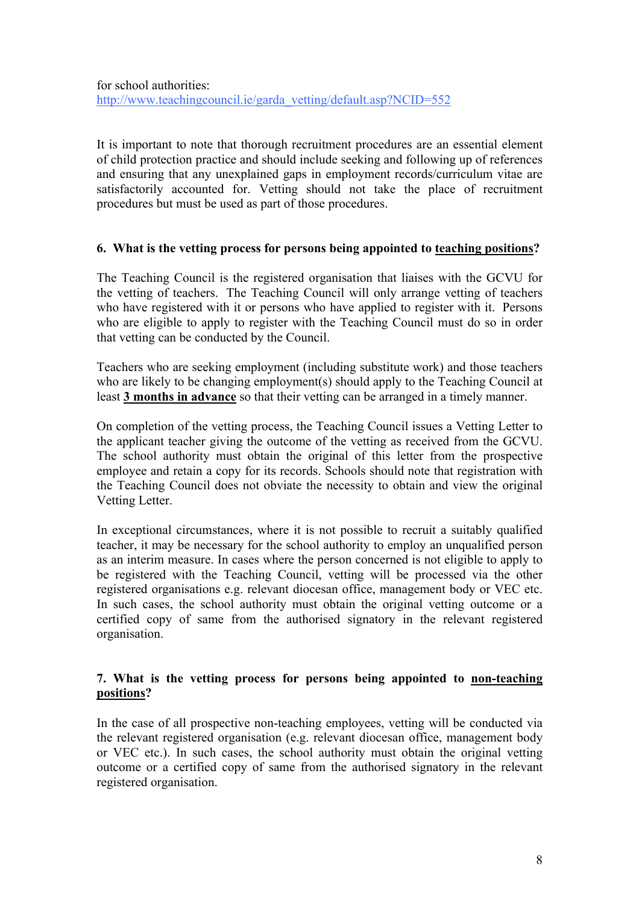for school authorities:
http://www.teachingcouncil.ie/garda_vetting/default.asp?NCID=552

It is important to note that thorough recruitment procedures are an essential element of child protection practice and should include seeking and following up of references and ensuring that any unexplained gaps in employment records/curriculum vitae are satisfactorily accounted for. Vetting should not take the place of recruitment procedures but must be used as part of those procedures.

**6. What is the vetting process for persons being appointed to <u>teaching positions</u>?**

The Teaching Council is the registered organisation that liaises with the GCVU for the vetting of teachers. The Teaching Council will only arrange vetting of teachers who have registered with it or persons who have applied to register with it. Persons who are eligible to apply to register with the Teaching Council must do so in order that vetting can be conducted by the Council.

Teachers who are seeking employment (including substitute work) and those teachers who are likely to be changing employment(s) should apply to the Teaching Council at least **<u>3 months in advance</u>** so that their vetting can be arranged in a timely manner.

On completion of the vetting process, the Teaching Council issues a Vetting Letter to the applicant teacher giving the outcome of the vetting as received from the GCVU. The school authority must obtain the original of this letter from the prospective employee and retain a copy for its records. Schools should note that registration with the Teaching Council does not obviate the necessity to obtain and view the original Vetting Letter.

In exceptional circumstances, where it is not possible to recruit a suitably qualified teacher, it may be necessary for the school authority to employ an unqualified person as an interim measure. In cases where the person concerned is not eligible to apply to be registered with the Teaching Council, vetting will be processed via the other registered organisations e.g. relevant diocesan office, management body or VEC etc. In such cases, the school authority must obtain the original vetting outcome or a certified copy of same from the authorised signatory in the relevant registered organisation.

**7. What is the vetting process for persons being appointed to <u>non-teaching positions</u>?**

In the case of all prospective non-teaching employees, vetting will be conducted via the relevant registered organisation (e.g. relevant diocesan office, management body or VEC etc.). In such cases, the school authority must obtain the original vetting outcome or a certified copy of same from the authorised signatory in the relevant registered organisation.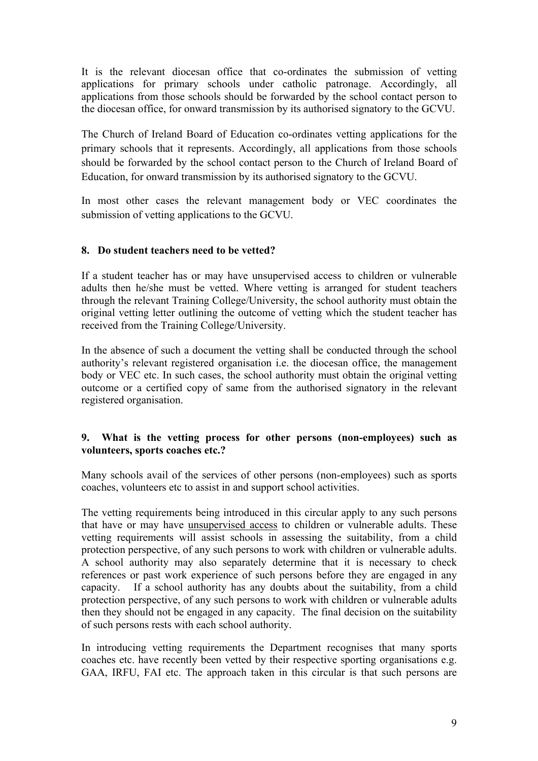It is the relevant diocesan office that co-ordinates the submission of vetting applications for primary schools under catholic patronage. Accordingly, all applications from those schools should be forwarded by the school contact person to the diocesan office, for onward transmission by its authorised signatory to the GCVU.

The Church of Ireland Board of Education co-ordinates vetting applications for the primary schools that it represents. Accordingly, all applications from those schools should be forwarded by the school contact person to the Church of Ireland Board of Education, for onward transmission by its authorised signatory to the GCVU.

In most other cases the relevant management body or VEC coordinates the submission of vetting applications to the GCVU.

**8. Do student teachers need to be vetted?**

If a student teacher has or may have unsupervised access to children or vulnerable adults then he/she must be vetted. Where vetting is arranged for student teachers through the relevant Training College/University, the school authority must obtain the original vetting letter outlining the outcome of vetting which the student teacher has received from the Training College/University.

In the absence of such a document the vetting shall be conducted through the school authority's relevant registered organisation i.e. the diocesan office, the management body or VEC etc. In such cases, the school authority must obtain the original vetting outcome or a certified copy of same from the authorised signatory in the relevant registered organisation.

**9. What is the vetting process for other persons (non-employees) such as volunteers, sports coaches etc.?**

Many schools avail of the services of other persons (non-employees) such as sports coaches, volunteers etc to assist in and support school activities.

The vetting requirements being introduced in this circular apply to any such persons that have or may have <u>unsupervised access</u> to children or vulnerable adults. These vetting requirements will assist schools in assessing the suitability, from a child protection perspective, of any such persons to work with children or vulnerable adults. A school authority may also separately determine that it is necessary to check references or past work experience of such persons before they are engaged in any capacity. If a school authority has any doubts about the suitability, from a child protection perspective, of any such persons to work with children or vulnerable adults then they should not be engaged in any capacity. The final decision on the suitability of such persons rests with each school authority.

In introducing vetting requirements the Department recognises that many sports coaches etc. have recently been vetted by their respective sporting organisations e.g. GAA, IRFU, FAI etc. The approach taken in this circular is that such persons are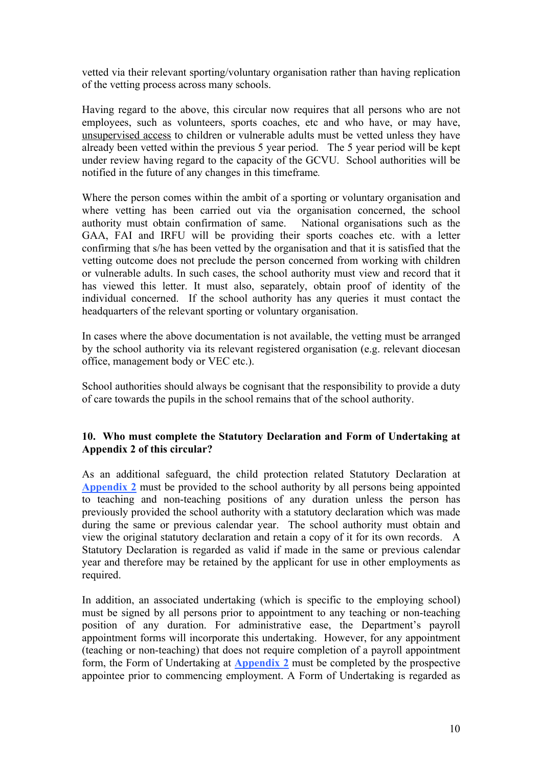vetted via their relevant sporting/voluntary organisation rather than having replication of the vetting process across many schools.

Having regard to the above, this circular now requires that all persons who are not employees, such as volunteers, sports coaches, etc and who have, or may have, unsupervised access to children or vulnerable adults must be vetted unless they have already been vetted within the previous 5 year period. The 5 year period will be kept under review having regard to the capacity of the GCVU. School authorities will be notified in the future of any changes in this timeframe.

Where the person comes within the ambit of a sporting or voluntary organisation and where vetting has been carried out via the organisation concerned, the school authority must obtain confirmation of same. National organisations such as the GAA, FAI and IRFU will be providing their sports coaches etc. with a letter confirming that s/he has been vetted by the organisation and that it is satisfied that the vetting outcome does not preclude the person concerned from working with children or vulnerable adults. In such cases, the school authority must view and record that it has viewed this letter. It must also, separately, obtain proof of identity of the individual concerned. If the school authority has any queries it must contact the headquarters of the relevant sporting or voluntary organisation.

In cases where the above documentation is not available, the vetting must be arranged by the school authority via its relevant registered organisation (e.g. relevant diocesan office, management body or VEC etc.).

School authorities should always be cognisant that the responsibility to provide a duty of care towards the pupils in the school remains that of the school authority.

### 10. Who must complete the Statutory Declaration and Form of Undertaking at Appendix 2 of this circular?

As an additional safeguard, the child protection related Statutory Declaration at **Appendix 2** must be provided to the school authority by all persons being appointed to teaching and non-teaching positions of any duration unless the person has previously provided the school authority with a statutory declaration which was made during the same or previous calendar year. The school authority must obtain and view the original statutory declaration and retain a copy of it for its own records. A Statutory Declaration is regarded as valid if made in the same or previous calendar year and therefore may be retained by the applicant for use in other employments as required.

In addition, an associated undertaking (which is specific to the employing school) must be signed by all persons prior to appointment to any teaching or non-teaching position of any duration. For administrative ease, the Department's payroll appointment forms will incorporate this undertaking. However, for any appointment (teaching or non-teaching) that does not require completion of a payroll appointment form, the Form of Undertaking at **Appendix 2** must be completed by the prospective appointee prior to commencing employment. A Form of Undertaking is regarded as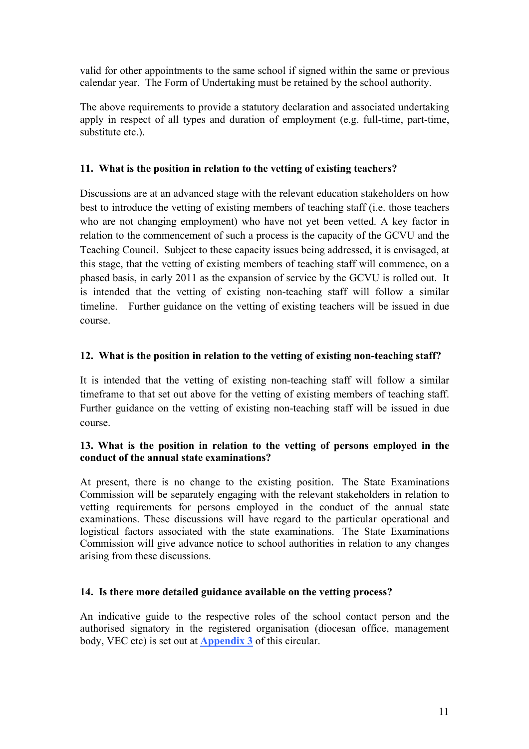valid for other appointments to the same school if signed within the same or previous calendar year. The Form of Undertaking must be retained by the school authority.

The above requirements to provide a statutory declaration and associated undertaking apply in respect of all types and duration of employment (e.g. full-time, part-time, substitute etc.).

**11. What is the position in relation to the vetting of existing teachers?**

Discussions are at an advanced stage with the relevant education stakeholders on how best to introduce the vetting of existing members of teaching staff (i.e. those teachers who are not changing employment) who have not yet been vetted. A key factor in relation to the commencement of such a process is the capacity of the GCVU and the Teaching Council. Subject to these capacity issues being addressed, it is envisaged, at this stage, that the vetting of existing members of teaching staff will commence, on a phased basis, in early 2011 as the expansion of service by the GCVU is rolled out. It is intended that the vetting of existing non-teaching staff will follow a similar timeline. Further guidance on the vetting of existing teachers will be issued in due course.

**12. What is the position in relation to the vetting of existing non-teaching staff?**

It is intended that the vetting of existing non-teaching staff will follow a similar timeframe to that set out above for the vetting of existing members of teaching staff. Further guidance on the vetting of existing non-teaching staff will be issued in due course.

**13. What is the position in relation to the vetting of persons employed in the conduct of the annual state examinations?**

At present, there is no change to the existing position. The State Examinations Commission will be separately engaging with the relevant stakeholders in relation to vetting requirements for persons employed in the conduct of the annual state examinations. These discussions will have regard to the particular operational and logistical factors associated with the state examinations. The State Examinations Commission will give advance notice to school authorities in relation to any changes arising from these discussions.

**14. Is there more detailed guidance available on the vetting process?**

An indicative guide to the respective roles of the school contact person and the authorised signatory in the registered organisation (diocesan office, management body, VEC etc) is set out at **Appendix 3** of this circular.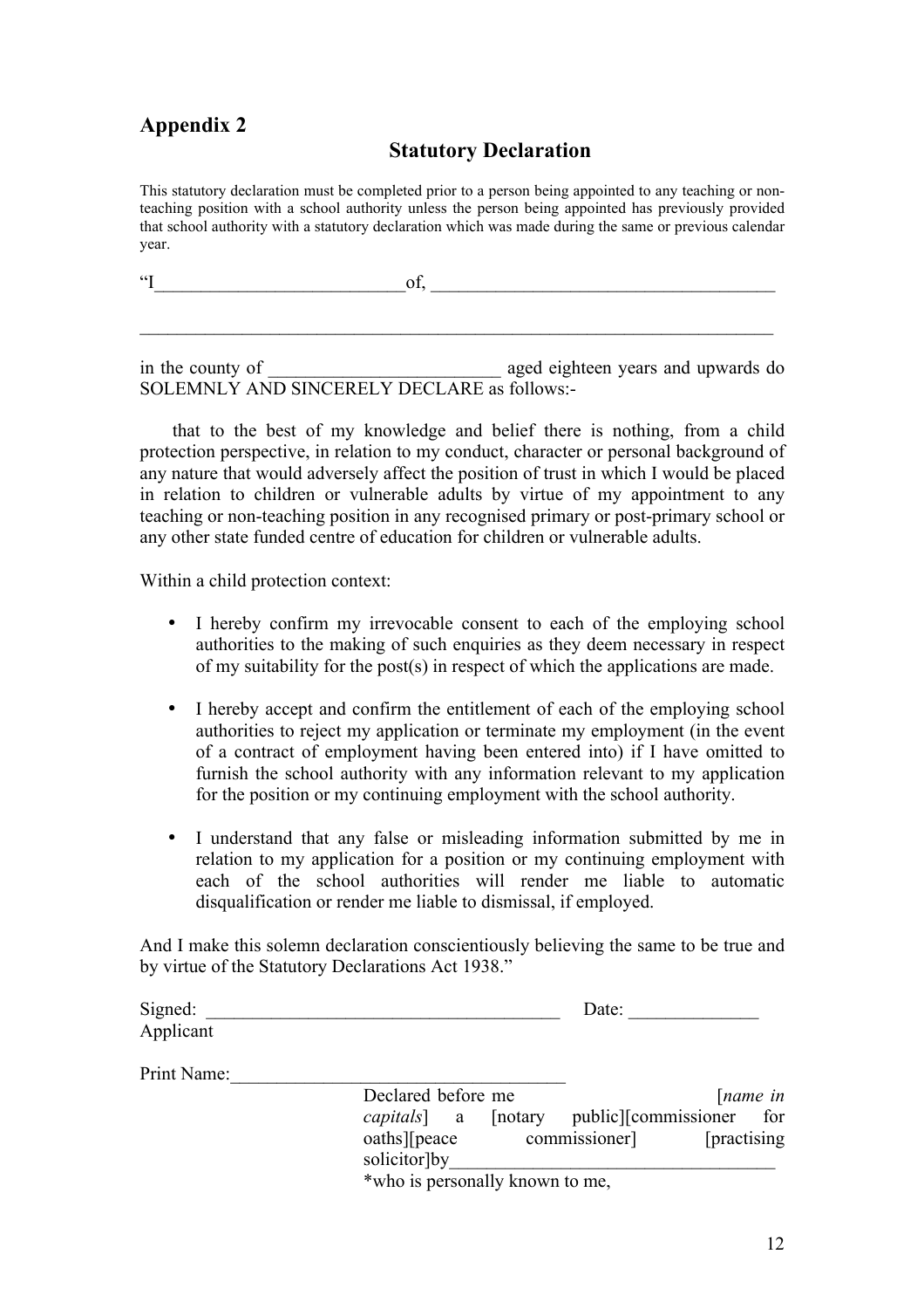## Appendix 2

### Statistical Declaration

This statutory declaration must be completed prior to a person being appointed to any teaching or non-teaching position with a school authority unless the person being appointed has previously provided that school authority with a statutory declaration which was made during the same or previous calendar year.

"I___________________________of, _____________________________________

___________________________________________________________________________

in the county of _________________________ aged eighteen years and upwards do SOLEMNLY AND SINCERELY DECLARE as follows:-

that to the best of my knowledge and belief there is nothing, from a child protection perspective, in relation to my conduct, character or personal background of any nature that would adversely affect the position of trust in which I would be placed in relation to children or vulnerable adults by virtue of my appointment to any teaching or non-teaching position in any recognised primary or post-primary school or any other state funded centre of education for children or vulnerable adults.

Within a child protection context:

- I hereby confirm my irrevocable consent to each of the employing school authorities to the making of such enquiries as they deem necessary in respect of my suitability for the post(s) in respect of which the applications are made.
- I hereby accept and confirm the entitlement of each of the employing school authorities to reject my application or terminate my employment (in the event of a contract of employment having been entered into) if I have omitted to furnish the school authority with any information relevant to my application for the position or my continuing employment with the school authority.
- I understand that any false or misleading information submitted by me in relation to my application for a position or my continuing employment with each of the school authorities will render me liable to automatic disqualification or render me liable to dismissal, if employed.

And I make this solemn declaration conscientiously believing the same to be true and by virtue of the Statutory Declarations Act 1938."

Signed: _______________________________________ Date: ______________
Applicant

Print Name:____________________________________

Declared before me [*name in capitals*] a [notary public][commissioner for oaths][peace commissioner] [practising solicitor]by___________________________________
*who is personally known to me,

## Appendix 2

### Statutory Declaration

This statutory declaration must be completed prior to a person being appointed to any teaching or non-teaching position with a school authority unless the person being appointed has previously provided that school authority with a statutory declaration which was made during the same or previous calendar year.

"I___________________________of, _____________________________________

___________________________________________________________________________

in the county of _________________________ aged eighteen years and upwards do SOLEMNLY AND SINCERELY DECLARE as follows:-

that to the best of my knowledge and belief there is nothing, from a child protection perspective, in relation to my conduct, character or personal background of any nature that would adversely affect the position of trust in which I would be placed in relation to children or vulnerable adults by virtue of my appointment to any teaching or non-teaching position in any recognised primary or post-primary school or any other state funded centre of education for children or vulnerable adults.

Within a child protection context:

- I hereby confirm my irrevocable consent to each of the employing school authorities to the making of such enquiries as they deem necessary in respect of my suitability for the post(s) in respect of which the applications are made.
- I hereby accept and confirm the entitlement of each of the employing school authorities to reject my application or terminate my employment (in the event of a contract of employment having been entered into) if I have omitted to furnish the school authority with any information relevant to my application for the position or my continuing employment with the school authority.
- I understand that any false or misleading information submitted by me in relation to my application for a position or my continuing employment with each of the school authorities will render me liable to automatic disqualification or render me liable to dismissal, if employed.

And I make this solemn declaration conscientiously believing the same to be true and by virtue of the Statutory Declarations Act 1938."

Signed: _______________________________________ Date: ______________
Applicant

Print Name:____________________________________

Declared before me [*name in capitals*] a [notary public][commissioner for oaths][peace commissioner] [practising solicitor]by___________________________________
*who is personally known to me,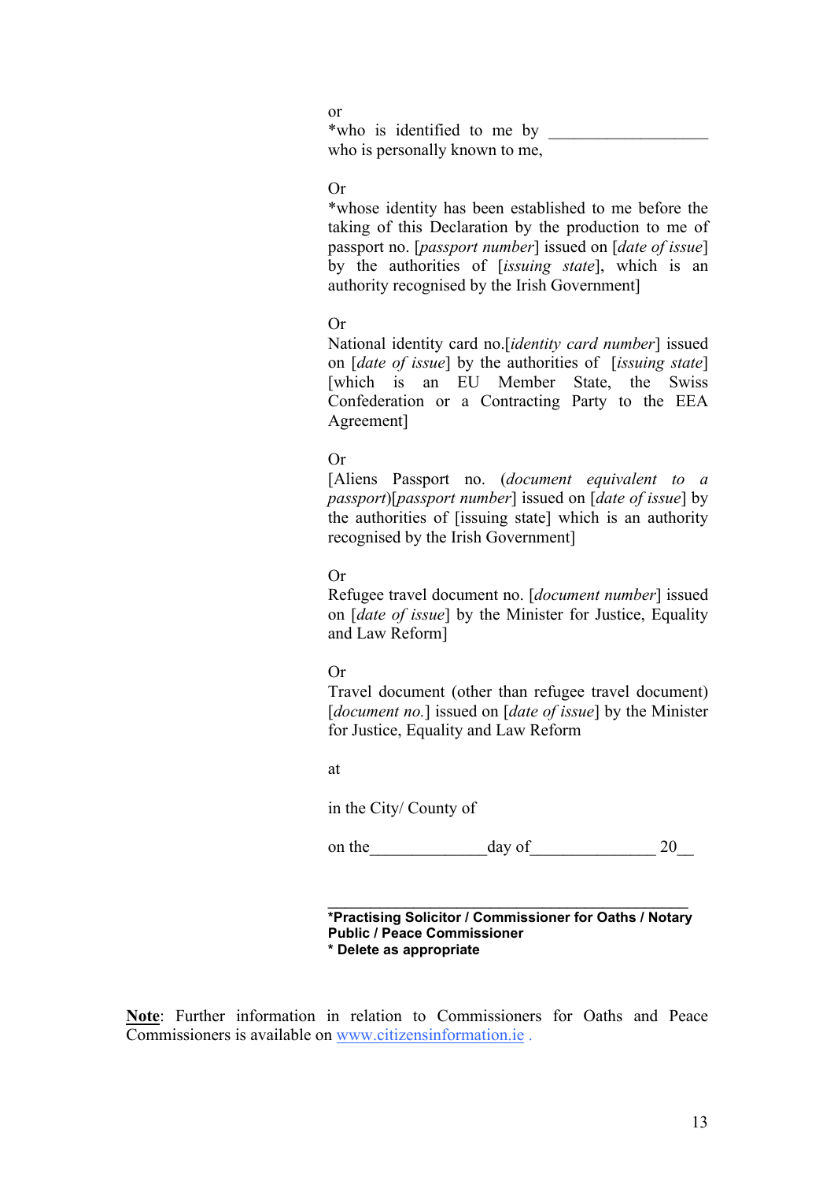or
*who is identified to me by ___________________
who is personally known to me,

Or
*whose identity has been established to me before the taking of this Declaration by the production to me of passport no. [*passport number*] issued on [*date of issue*] by the authorities of [*issuing state*], which is an authority recognised by the Irish Government]

Or
National identity card no.[*identity card number*] issued on [*date of issue*] by the authorities of [*issuing state*] [which is an EU Member State, the Swiss Confederation or a Contracting Party to the EEA Agreement]

Or
[Aliens Passport no. (*document equivalent to a passport*)[*passport number*] issued on [*date of issue*] by the authorities of [issuing state] which is an authority recognised by the Irish Government]

Or
Refugee travel document no. [*document number*] issued on [*date of issue*] by the Minister for Justice, Equality and Law Reform]

Or
Travel document (other than refugee travel document) [*document no.*] issued on [*date of issue*] by the Minister for Justice, Equality and Law Reform

at

in the City/ County of

on the______________day of_______________ 20__

_____________________________________________
**\*Practising Solicitor / Commissioner for Oaths / Notary Public / Peace Commissioner**
**\* Delete as appropriate**

**Note**: Further information in relation to Commissioners for Oaths and Peace Commissioners is available on www.citizensinformation.ie .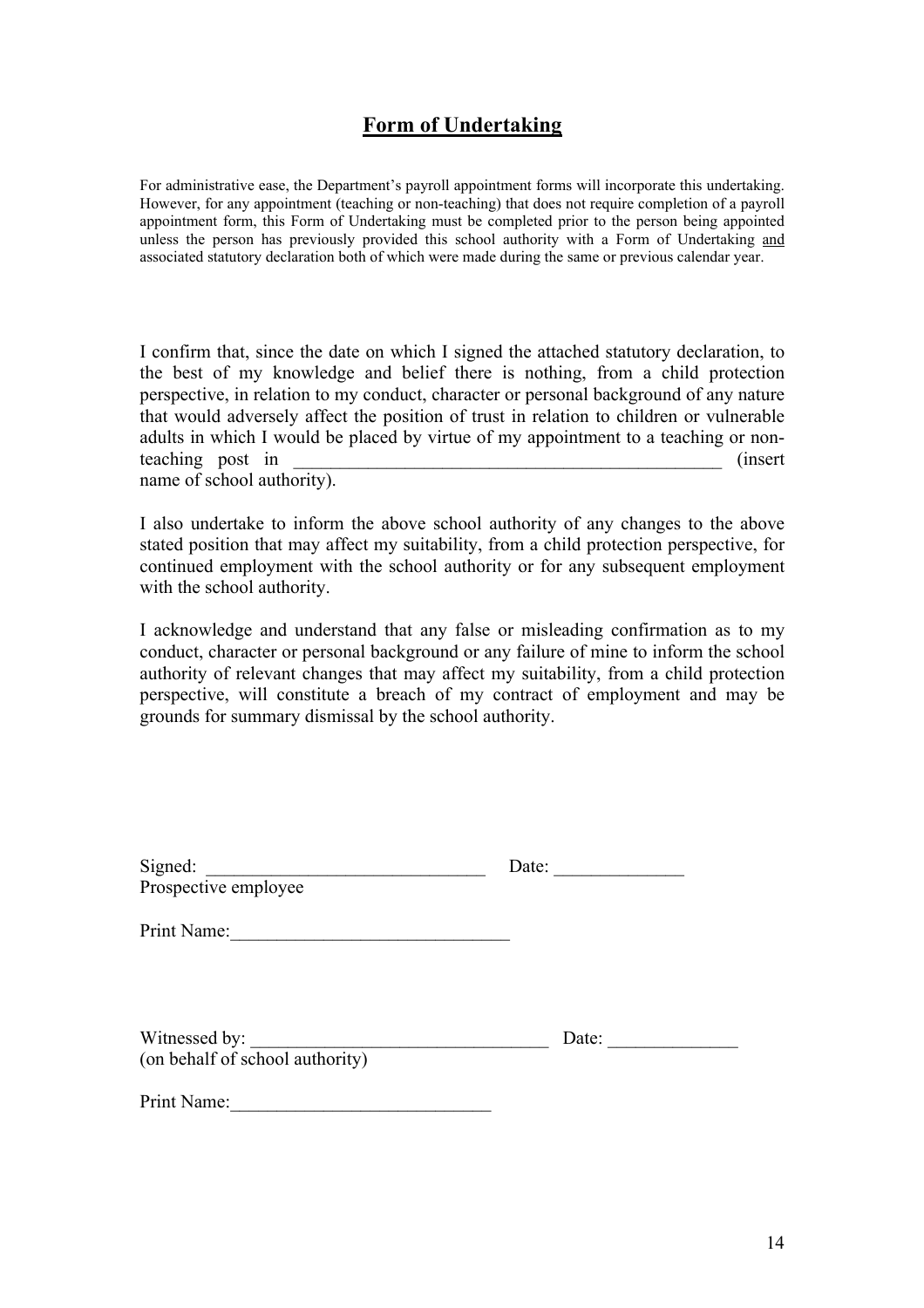# Form of Undertaking

For administrative ease, the Department's payroll appointment forms will incorporate this undertaking. However, for any appointment (teaching or non-teaching) that does not require completion of a payroll appointment form, this Form of Undertaking must be completed prior to the person being appointed unless the person has previously provided this school authority with a Form of Undertaking and associated statutory declaration both of which were made during the same or previous calendar year.

I confirm that, since the date on which I signed the attached statutory declaration, to the best of my knowledge and belief there is nothing, from a child protection perspective, in relation to my conduct, character or personal background of any nature that would adversely affect the position of trust in relation to children or vulnerable adults in which I would be placed by virtue of my appointment to a teaching or non-teaching post in ________________________________________________ (insert name of school authority).

I also undertake to inform the above school authority of any changes to the above stated position that may affect my suitability, from a child protection perspective, for continued employment with the school authority or for any subsequent employment with the school authority.

I acknowledge and understand that any false or misleading confirmation as to my conduct, character or personal background or any failure of mine to inform the school authority of relevant changes that may affect my suitability, from a child protection perspective, will constitute a breach of my contract of employment and may be grounds for summary dismissal by the school authority.

Signed: ______________________________ Date: ______________
Prospective employee

Print Name:______________________________

Witnessed by: ________________________________ Date: ______________
(on behalf of school authority)

Print Name:____________________________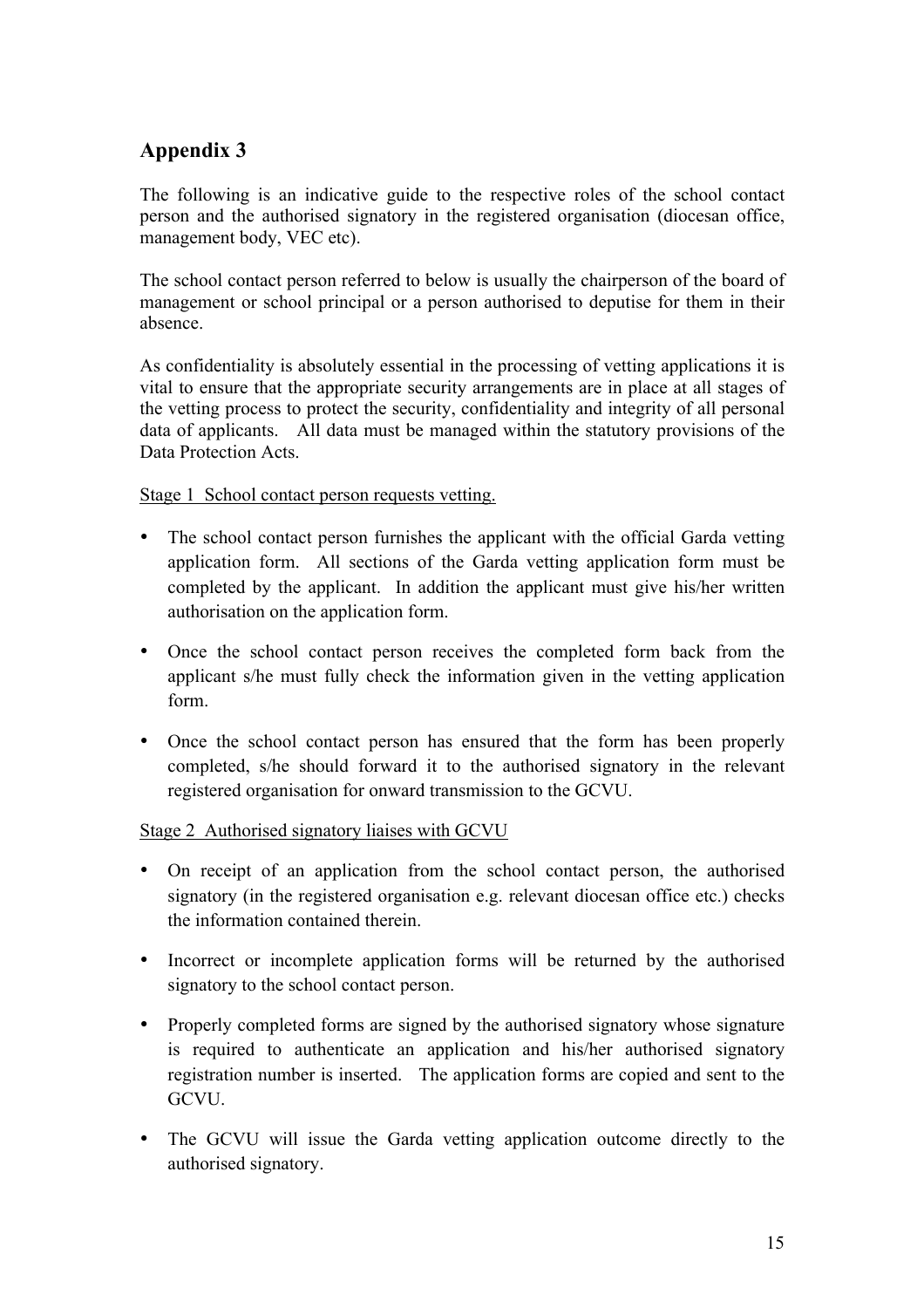## Appendix 3

The following is an indicative guide to the respective roles of the school contact person and the authorised signatory in the registered organisation (diocesan office, management body, VEC etc).

The school contact person referred to below is usually the chairperson of the board of management or school principal or a person authorised to deputise for them in their absence.

As confidentiality is absolutely essential in the processing of vetting applications it is vital to ensure that the appropriate security arrangements are in place at all stages of the vetting process to protect the security, confidentiality and integrity of all personal data of applicants. All data must be managed within the statutory provisions of the Data Protection Acts.

<u>Stage 1 School contact person requests vetting.</u>

- The school contact person furnishes the applicant with the official Garda vetting application form. All sections of the Garda vetting application form must be completed by the applicant. In addition the applicant must give his/her written authorisation on the application form.
- Once the school contact person receives the completed form back from the applicant s/he must fully check the information given in the vetting application form.
- Once the school contact person has ensured that the form has been properly completed, s/he should forward it to the authorised signatory in the relevant registered organisation for onward transmission to the GCVU.

<u>Stage 2 Authorised signatory liaises with GCVU</u>

- On receipt of an application from the school contact person, the authorised signatory (in the registered organisation e.g. relevant diocesan office etc.) checks the information contained therein.
- Incorrect or incomplete application forms will be returned by the authorised signatory to the school contact person.
- Properly completed forms are signed by the authorised signatory whose signature is required to authenticate an application and his/her authorised signatory registration number is inserted. The application forms are copied and sent to the GCVU.
- The GCVU will issue the Garda vetting application outcome directly to the authorised signatory.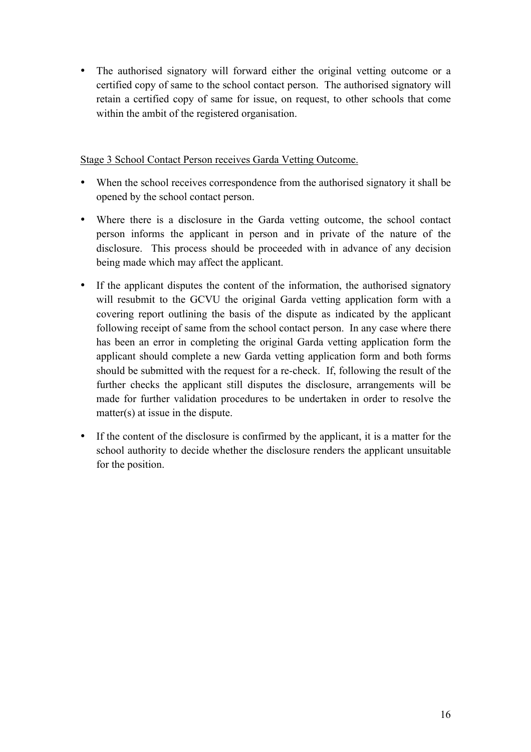- The authorised signatory will forward either the original vetting outcome or a certified copy of same to the school contact person. The authorised signatory will retain a certified copy of same for issue, on request, to other schools that come within the ambit of the registered organisation.

<u>Stage 3 School Contact Person receives Garda Vetting Outcome.</u>

- When the school receives correspondence from the authorised signatory it shall be opened by the school contact person.
- Where there is a disclosure in the Garda vetting outcome, the school contact person informs the applicant in person and in private of the nature of the disclosure. This process should be proceeded with in advance of any decision being made which may affect the applicant.
- If the applicant disputes the content of the information, the authorised signatory will resubmit to the GCVU the original Garda vetting application form with a covering report outlining the basis of the dispute as indicated by the applicant following receipt of same from the school contact person. In any case where there has been an error in completing the original Garda vetting application form the applicant should complete a new Garda vetting application form and both forms should be submitted with the request for a re-check. If, following the result of the further checks the applicant still disputes the disclosure, arrangements will be made for further validation procedures to be undertaken in order to resolve the matter(s) at issue in the dispute.
- If the content of the disclosure is confirmed by the applicant, it is a matter for the school authority to decide whether the disclosure renders the applicant unsuitable for the position.